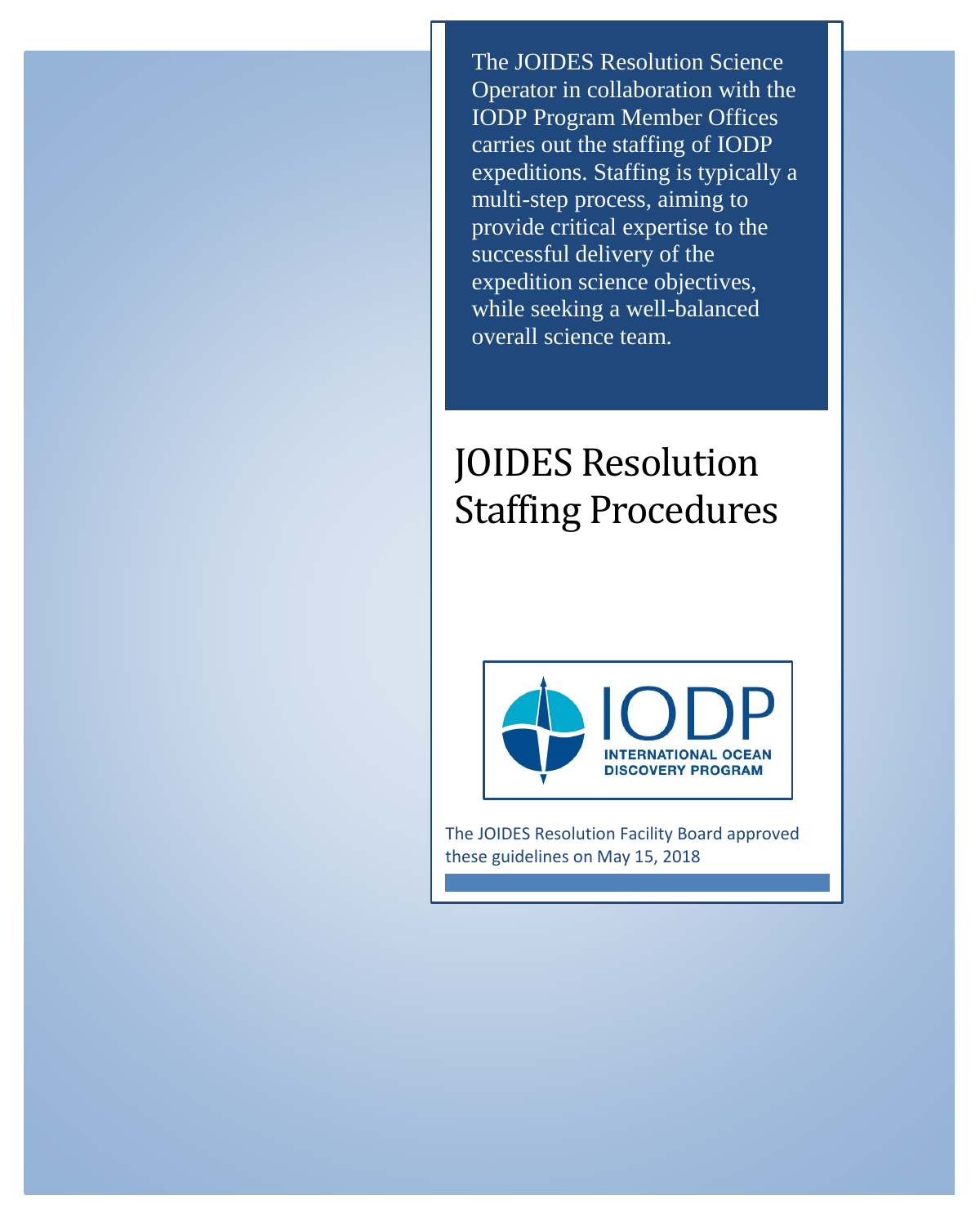The JOIDES Resolution Science Operator in collaboration with the IODP Program Member Offices carries out the staffing of IODP expeditions. Staffing is typically a multi-step process, aiming to provide critical expertise to the successful delivery of the expedition science objectives, while seeking a well-balanced overall science team.

# JOIDES Resolution Staffing Procedures

IODP
INTERNATIONAL OCEAN DISCOVERY PROGRAM

The JOIDES Resolution Facility Board approved these guidelines on May 15, 2018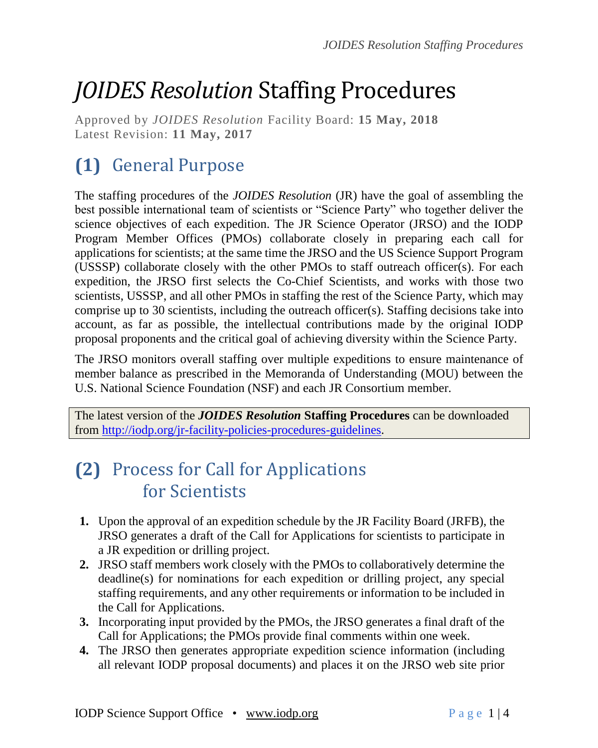# *JOIDES Resolution* Staffing Procedures

Approved by *JOIDES Resolution* Facility Board: **15 May, 2018**
Latest Revision: **11 May, 2017**

## (1) General Purpose

The staffing procedures of the *JOIDES Resolution* (JR) have the goal of assembling the best possible international team of scientists or "Science Party" who together deliver the science objectives of each expedition. The JR Science Operator (JRSO) and the IODP Program Member Offices (PMOs) collaborate closely in preparing each call for applications for scientists; at the same time the JRSO and the US Science Support Program (USSSP) collaborate closely with the other PMOs to staff outreach officer(s). For each expedition, the JRSO first selects the Co-Chief Scientists, and works with those two scientists, USSSP, and all other PMOs in staffing the rest of the Science Party, which may comprise up to 30 scientists, including the outreach officer(s). Staffing decisions take into account, as far as possible, the intellectual contributions made by the original IODP proposal proponents and the critical goal of achieving diversity within the Science Party.

The JRSO monitors overall staffing over multiple expeditions to ensure maintenance of member balance as prescribed in the Memoranda of Understanding (MOU) between the U.S. National Science Foundation (NSF) and each JR Consortium member.

> The latest version of the ***JOIDES Resolution* Staffing Procedures** can be downloaded from [http://iodp.org/jr-facility-policies-procedures-guidelines](http://iodp.org/jr-facility-policies-procedures-guidelines).

## (2) Process for Call for Applications for Scientists

1. Upon the approval of an expedition schedule by the JR Facility Board (JRFB), the JRSO generates a draft of the Call for Applications for scientists to participate in a JR expedition or drilling project.
2. JRSO staff members work closely with the PMOs to collaboratively determine the deadline(s) for nominations for each expedition or drilling project, any special staffing requirements, and any other requirements or information to be included in the Call for Applications.
3. Incorporating input provided by the PMOs, the JRSO generates a final draft of the Call for Applications; the PMOs provide final comments within one week.
4. The JRSO then generates appropriate expedition science information (including all relevant IODP proposal documents) and places it on the JRSO web site prior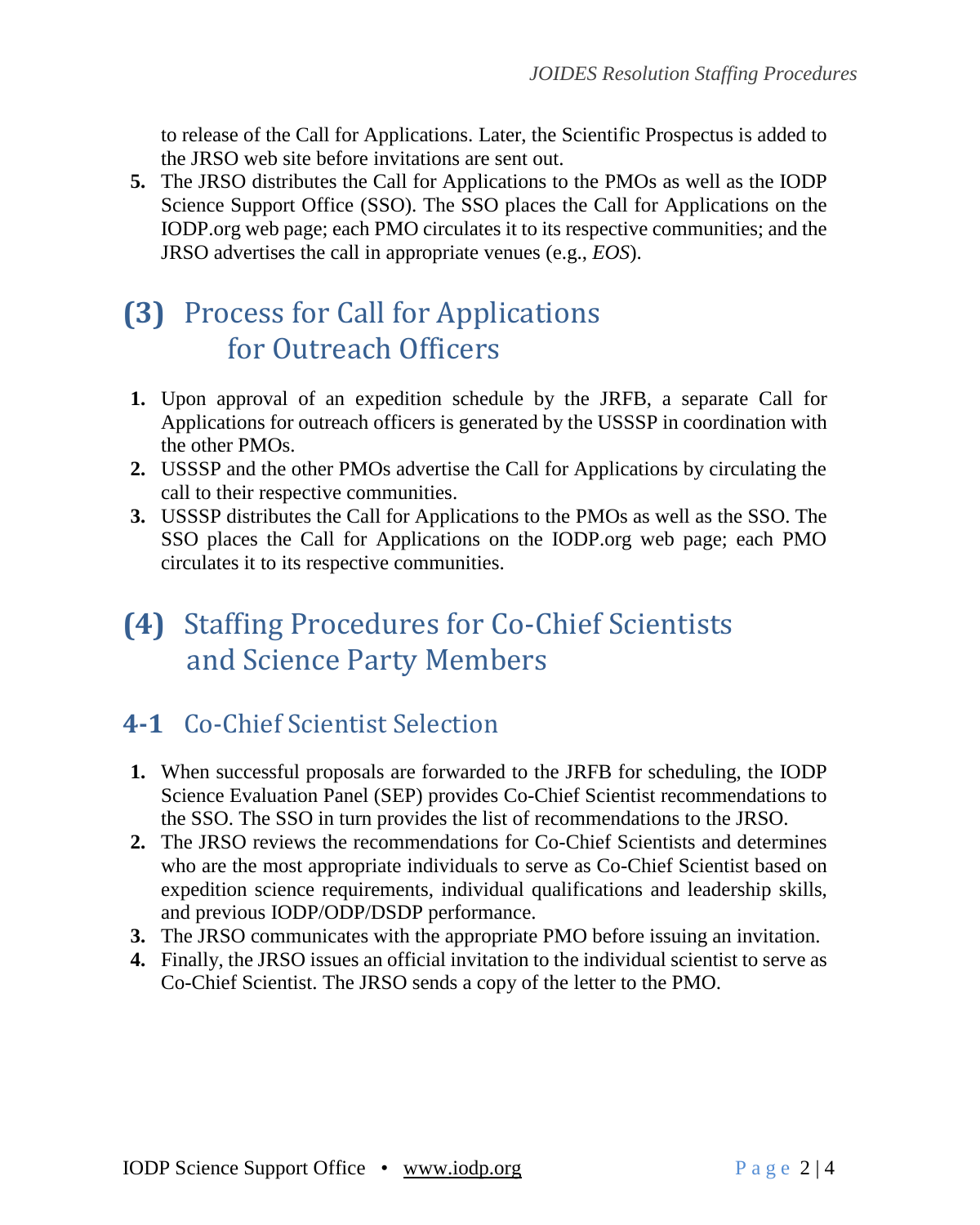to release of the Call for Applications. Later, the Scientific Prospectus is added to the JRSO web site before invitations are sent out.

5. The JRSO distributes the Call for Applications to the PMOs as well as the IODP Science Support Office (SSO). The SSO places the Call for Applications on the IODP.org web page; each PMO circulates it to its respective communities; and the JRSO advertises the call in appropriate venues (e.g., *EOS*).

# (3) Process for Call for Applications for Outreach Officers

1. Upon approval of an expedition schedule by the JRFB, a separate Call for Applications for outreach officers is generated by the USSSP in coordination with the other PMOs.
2. USSSP and the other PMOs advertise the Call for Applications by circulating the call to their respective communities.
3. USSSP distributes the Call for Applications to the PMOs as well as the SSO. The SSO places the Call for Applications on the IODP.org web page; each PMO circulates it to its respective communities.

# (4) Staffing Procedures for Co-Chief Scientists and Science Party Members

## 4-1 Co-Chief Scientist Selection

1. When successful proposals are forwarded to the JRFB for scheduling, the IODP Science Evaluation Panel (SEP) provides Co-Chief Scientist recommendations to the SSO. The SSO in turn provides the list of recommendations to the JRSO.
2. The JRSO reviews the recommendations for Co-Chief Scientists and determines who are the most appropriate individuals to serve as Co-Chief Scientist based on expedition science requirements, individual qualifications and leadership skills, and previous IODP/ODP/DSDP performance.
3. The JRSO communicates with the appropriate PMO before issuing an invitation.
4. Finally, the JRSO issues an official invitation to the individual scientist to serve as Co-Chief Scientist. The JRSO sends a copy of the letter to the PMO.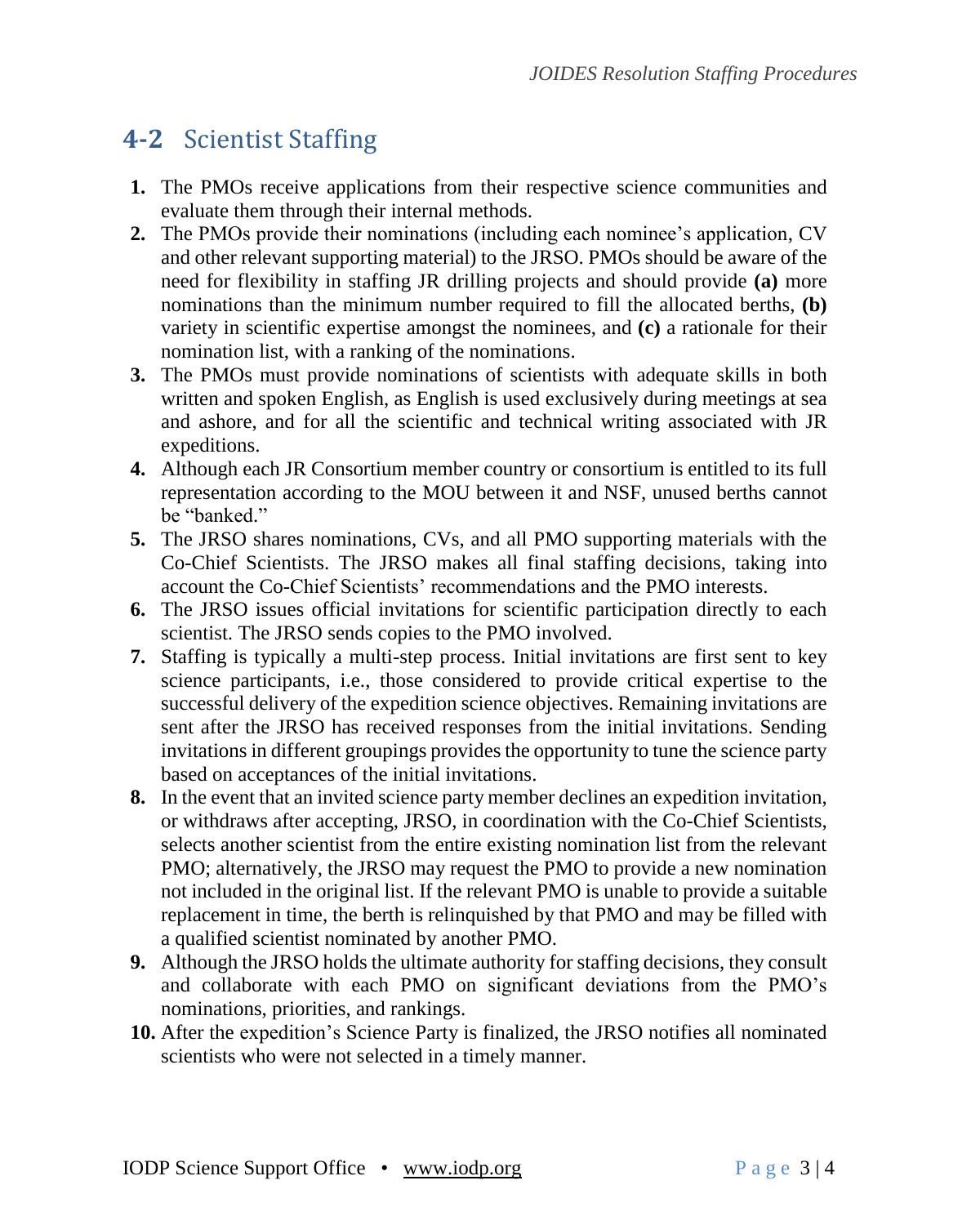## 4-2 Scientist Staffing

1. The PMOs receive applications from their respective science communities and evaluate them through their internal methods.
2. The PMOs provide their nominations (including each nominee's application, CV and other relevant supporting material) to the JRSO. PMOs should be aware of the need for flexibility in staffing JR drilling projects and should provide **(a)** more nominations than the minimum number required to fill the allocated berths, **(b)** variety in scientific expertise amongst the nominees, and **(c)** a rationale for their nomination list, with a ranking of the nominations.
3. The PMOs must provide nominations of scientists with adequate skills in both written and spoken English, as English is used exclusively during meetings at sea and ashore, and for all the scientific and technical writing associated with JR expeditions.
4. Although each JR Consortium member country or consortium is entitled to its full representation according to the MOU between it and NSF, unused berths cannot be "banked."
5. The JRSO shares nominations, CVs, and all PMO supporting materials with the Co-Chief Scientists. The JRSO makes all final staffing decisions, taking into account the Co-Chief Scientists' recommendations and the PMO interests.
6. The JRSO issues official invitations for scientific participation directly to each scientist. The JRSO sends copies to the PMO involved.
7. Staffing is typically a multi-step process. Initial invitations are first sent to key science participants, i.e., those considered to provide critical expertise to the successful delivery of the expedition science objectives. Remaining invitations are sent after the JRSO has received responses from the initial invitations. Sending invitations in different groupings provides the opportunity to tune the science party based on acceptances of the initial invitations.
8. In the event that an invited science party member declines an expedition invitation, or withdraws after accepting, JRSO, in coordination with the Co-Chief Scientists, selects another scientist from the entire existing nomination list from the relevant PMO; alternatively, the JRSO may request the PMO to provide a new nomination not included in the original list. If the relevant PMO is unable to provide a suitable replacement in time, the berth is relinquished by that PMO and may be filled with a qualified scientist nominated by another PMO.
9. Although the JRSO holds the ultimate authority for staffing decisions, they consult and collaborate with each PMO on significant deviations from the PMO's nominations, priorities, and rankings.
10. After the expedition's Science Party is finalized, the JRSO notifies all nominated scientists who were not selected in a timely manner.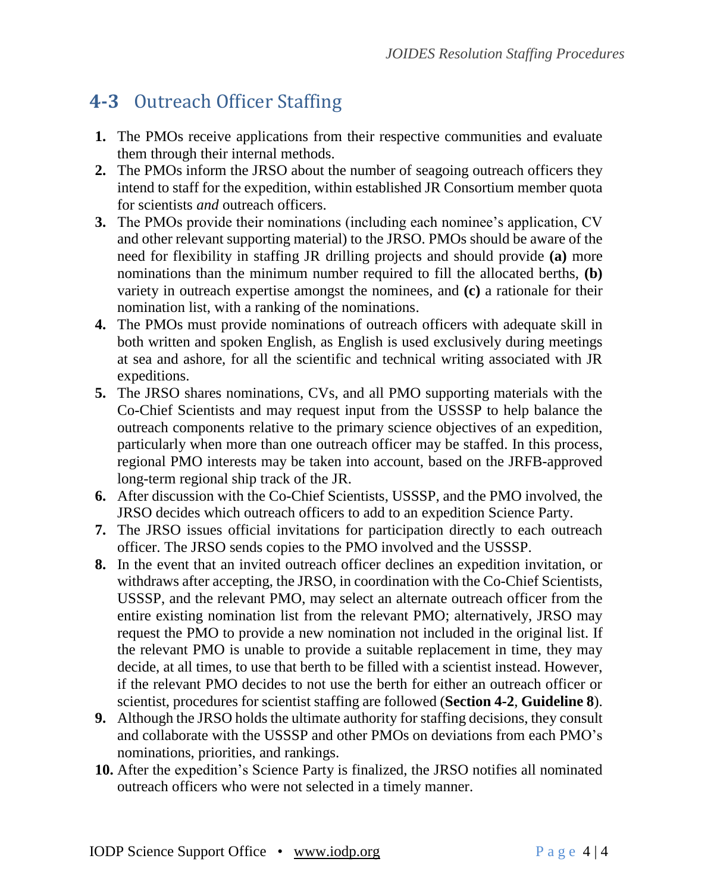## 4-3 Outreach Officer Staffing

1. The PMOs receive applications from their respective communities and evaluate them through their internal methods.
2. The PMOs inform the JRSO about the number of seagoing outreach officers they intend to staff for the expedition, within established JR Consortium member quota for scientists *and* outreach officers.
3. The PMOs provide their nominations (including each nominee's application, CV and other relevant supporting material) to the JRSO. PMOs should be aware of the need for flexibility in staffing JR drilling projects and should provide **(a)** more nominations than the minimum number required to fill the allocated berths, **(b)** variety in outreach expertise amongst the nominees, and **(c)** a rationale for their nomination list, with a ranking of the nominations.
4. The PMOs must provide nominations of outreach officers with adequate skill in both written and spoken English, as English is used exclusively during meetings at sea and ashore, for all the scientific and technical writing associated with JR expeditions.
5. The JRSO shares nominations, CVs, and all PMO supporting materials with the Co-Chief Scientists and may request input from the USSSP to help balance the outreach components relative to the primary science objectives of an expedition, particularly when more than one outreach officer may be staffed. In this process, regional PMO interests may be taken into account, based on the JRFB-approved long-term regional ship track of the JR.
6. After discussion with the Co-Chief Scientists, USSSP, and the PMO involved, the JRSO decides which outreach officers to add to an expedition Science Party.
7. The JRSO issues official invitations for participation directly to each outreach officer. The JRSO sends copies to the PMO involved and the USSSP.
8. In the event that an invited outreach officer declines an expedition invitation, or withdraws after accepting, the JRSO, in coordination with the Co-Chief Scientists, USSSP, and the relevant PMO, may select an alternate outreach officer from the entire existing nomination list from the relevant PMO; alternatively, JRSO may request the PMO to provide a new nomination not included in the original list. If the relevant PMO is unable to provide a suitable replacement in time, they may decide, at all times, to use that berth to be filled with a scientist instead. However, if the relevant PMO decides to not use the berth for either an outreach officer or scientist, procedures for scientist staffing are followed (**Section 4-2**, **Guideline 8**).
9. Although the JRSO holds the ultimate authority for staffing decisions, they consult and collaborate with the USSSP and other PMOs on deviations from each PMO's nominations, priorities, and rankings.
10. After the expedition's Science Party is finalized, the JRSO notifies all nominated outreach officers who were not selected in a timely manner.